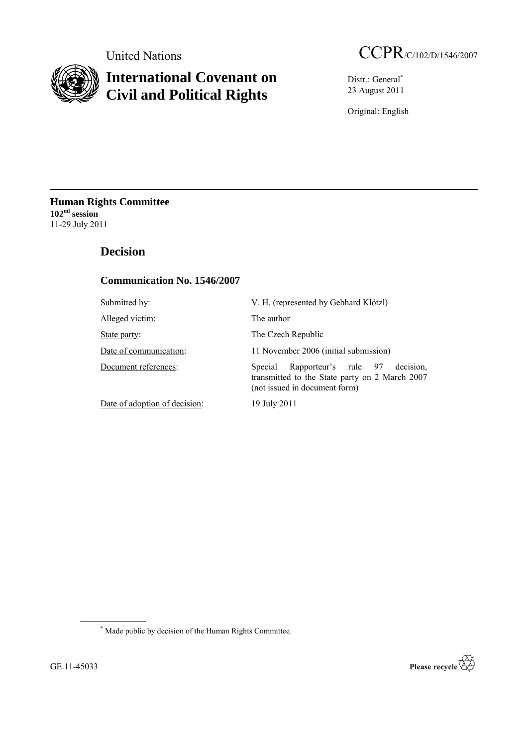United Nations

# CCPR/C/102/D/1546/2007

# International Covenant on Civil and Political Rights

Distr.: General*
23 August 2011

Original: English

**Human Rights Committee**
**102nd session**
11-29 July 2011

## Decision

### Communication No. 1546/2007

| | |
|---|---|
| Submitted by: | V. H. (represented by Gebhard Klötzl) |
| Alleged victim: | The author |
| State party: | The Czech Republic |
| Date of communication: | 11 November 2006 (initial submission) |
| Document references: | Special Rapporteur's rule 97 decision, transmitted to the State party on 2 March 2007 (not issued in document form) |
| Date of adoption of decision: | 19 July 2011 |

* Made public by decision of the Human Rights Committee.

GE.11-45033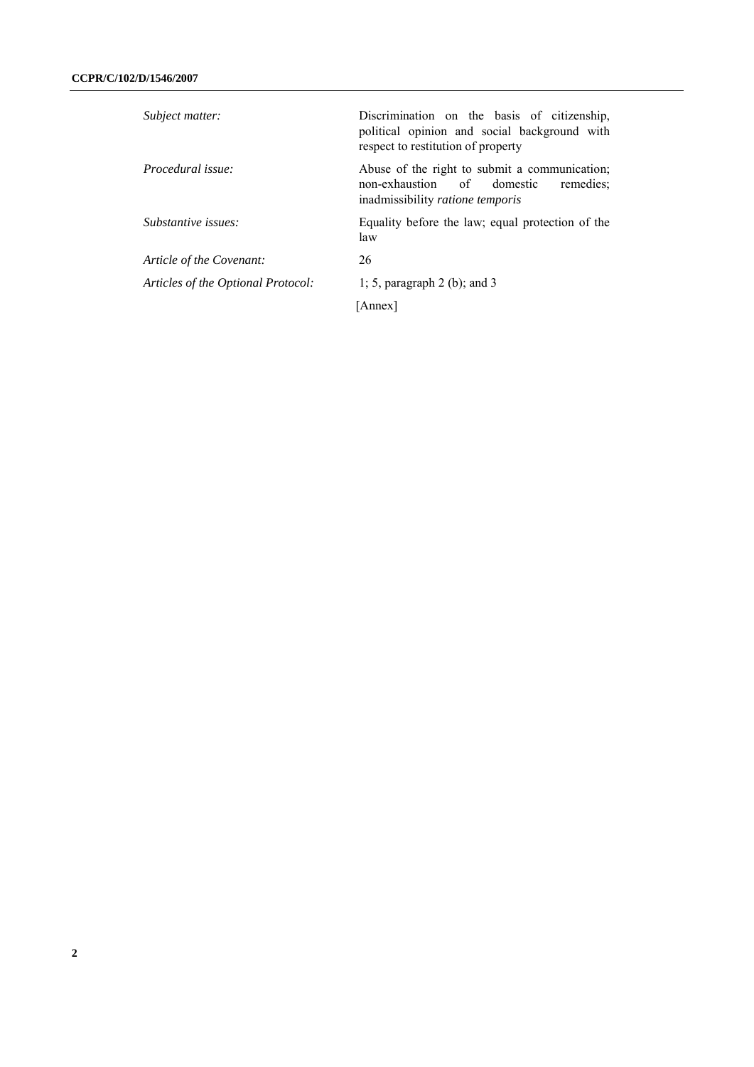| | |
|---|---|
| *Subject matter:* | Discrimination on the basis of citizenship, political opinion and social background with respect to restitution of property |
| *Procedural issue:* | Abuse of the right to submit a communication; non-exhaustion of domestic remedies; inadmissibility *ratione temporis* |
| *Substantive issues:* | Equality before the law; equal protection of the law |
| *Article of the Covenant:* | 26 |
| *Articles of the Optional Protocol:* | 1; 5, paragraph 2 (b); and 3 |

[Annex]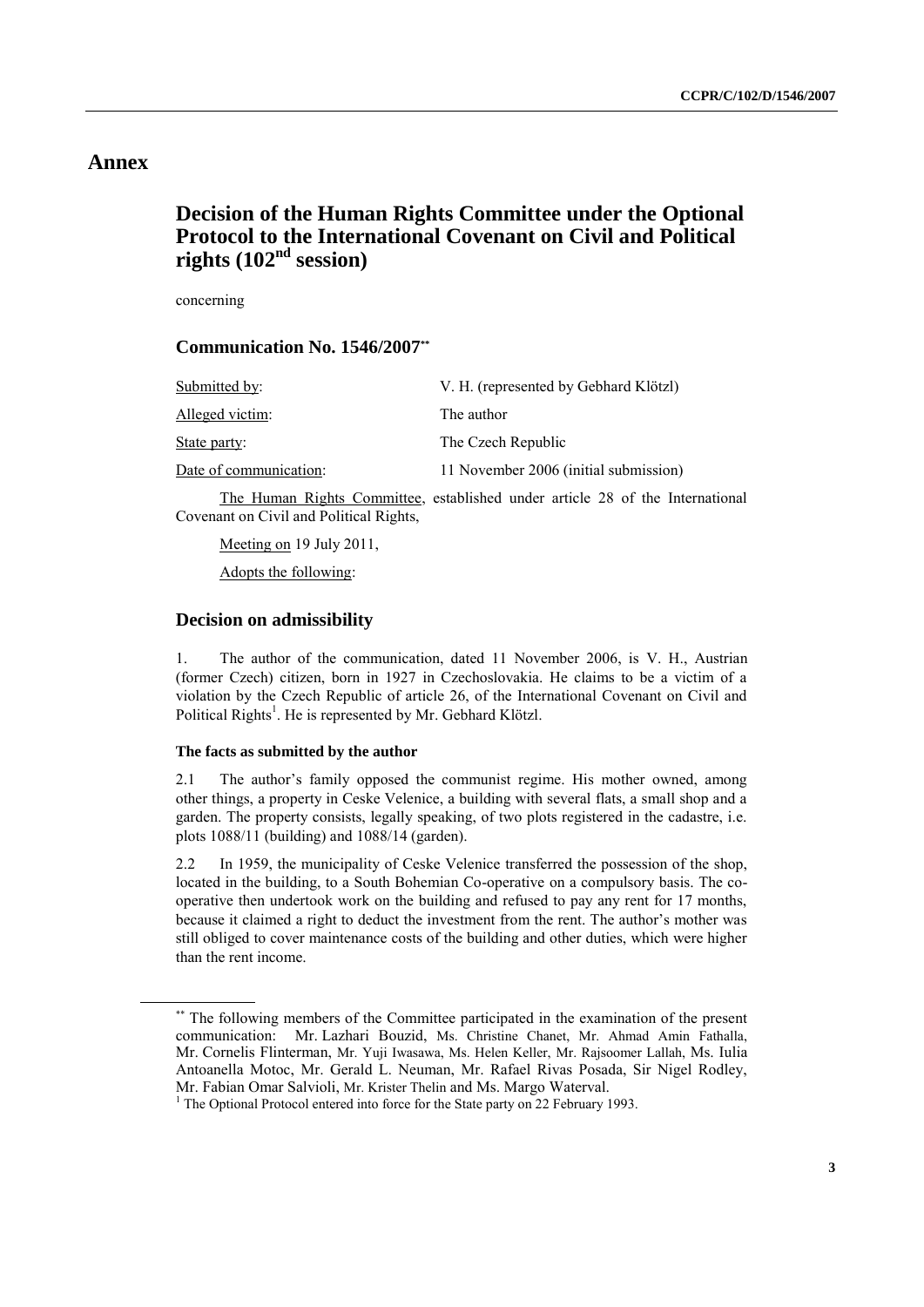# Annex

## Decision of the Human Rights Committee under the Optional Protocol to the International Covenant on Civil and Political rights (102nd session)

concerning

### Communication No. 1546/2007**

| | |
|---|---|
| Submitted by: | V. H. (represented by Gebhard Klötzl) |
| Alleged victim: | The author |
| State party: | The Czech Republic |
| Date of communication: | 11 November 2006 (initial submission) |

The Human Rights Committee, established under article 28 of the International Covenant on Civil and Political Rights,

Meeting on 19 July 2011,

Adopts the following:

### Decision on admissibility

1. The author of the communication, dated 11 November 2006, is V. H., Austrian (former Czech) citizen, born in 1927 in Czechoslovakia. He claims to be a victim of a violation by the Czech Republic of article 26, of the International Covenant on Civil and Political Rights[1]. He is represented by Mr. Gebhard Klötzl.

#### The facts as submitted by the author

2.1 The author's family opposed the communist regime. His mother owned, among other things, a property in Ceske Velenice, a building with several flats, a small shop and a garden. The property consists, legally speaking, of two plots registered in the cadastre, i.e. plots 1088/11 (building) and 1088/14 (garden).

2.2 In 1959, the municipality of Ceske Velenice transferred the possession of the shop, located in the building, to a South Bohemian Co-operative on a compulsory basis. The co-operative then undertook work on the building and refused to pay any rent for 17 months, because it claimed a right to deduct the investment from the rent. The author's mother was still obliged to cover maintenance costs of the building and other duties, which were higher than the rent income.

---

** The following members of the Committee participated in the examination of the present communication: Mr. Lazhari Bouzid, Ms. Christine Chanet, Mr. Ahmad Amin Fathalla, Mr. Cornelis Flinterman, Mr. Yuji Iwasawa, Ms. Helen Keller, Mr. Rajsoomer Lallah, Ms. Iulia Antoanella Motoc, Mr. Gerald L. Neuman, Mr. Rafael Rivas Posada, Sir Nigel Rodley, Mr. Fabian Omar Salvioli, Mr. Krister Thelin and Ms. Margo Waterval.

[1] The Optional Protocol entered into force for the State party on 22 February 1993.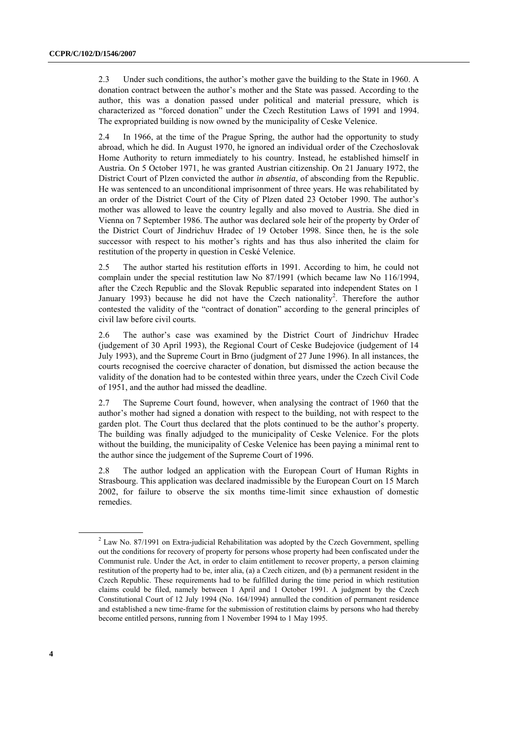2.3 Under such conditions, the author's mother gave the building to the State in 1960. A donation contract between the author's mother and the State was passed. According to the author, this was a donation passed under political and material pressure, which is characterized as "forced donation" under the Czech Restitution Laws of 1991 and 1994. The expropriated building is now owned by the municipality of Ceske Velenice.

2.4 In 1966, at the time of the Prague Spring, the author had the opportunity to study abroad, which he did. In August 1970, he ignored an individual order of the Czechoslovak Home Authority to return immediately to his country. Instead, he established himself in Austria. On 5 October 1971, he was granted Austrian citizenship. On 21 January 1972, the District Court of Plzen convicted the author *in absentia*, of absconding from the Republic. He was sentenced to an unconditional imprisonment of three years. He was rehabilitated by an order of the District Court of the City of Plzen dated 23 October 1990. The author's mother was allowed to leave the country legally and also moved to Austria. She died in Vienna on 7 September 1986. The author was declared sole heir of the property by Order of the District Court of Jindrichuv Hradec of 19 October 1998. Since then, he is the sole successor with respect to his mother's rights and has thus also inherited the claim for restitution of the property in question in Ceské Velenice.

2.5 The author started his restitution efforts in 1991. According to him, he could not complain under the special restitution law No 87/1991 (which became law No 116/1994, after the Czech Republic and the Slovak Republic separated into independent States on 1 January 1993) because he did not have the Czech nationality[2]. Therefore the author contested the validity of the "contract of donation" according to the general principles of civil law before civil courts.

2.6 The author's case was examined by the District Court of Jindrichuv Hradec (judgement of 30 April 1993), the Regional Court of Ceske Budejovice (judgement of 14 July 1993), and the Supreme Court in Brno (judgment of 27 June 1996). In all instances, the courts recognised the coercive character of donation, but dismissed the action because the validity of the donation had to be contested within three years, under the Czech Civil Code of 1951, and the author had missed the deadline.

2.7 The Supreme Court found, however, when analysing the contract of 1960 that the author's mother had signed a donation with respect to the building, not with respect to the garden plot. The Court thus declared that the plots continued to be the author's property. The building was finally adjudged to the municipality of Ceske Velenice. For the plots without the building, the municipality of Ceske Velenice has been paying a minimal rent to the author since the judgement of the Supreme Court of 1996.

2.8 The author lodged an application with the European Court of Human Rights in Strasbourg. This application was declared inadmissible by the European Court on 15 March 2002, for failure to observe the six months time-limit since exhaustion of domestic remedies.

---

[2] Law No. 87/1991 on Extra-judicial Rehabilitation was adopted by the Czech Government, spelling out the conditions for recovery of property for persons whose property had been confiscated under the Communist rule. Under the Act, in order to claim entitlement to recover property, a person claiming restitution of the property had to be, inter alia, (a) a Czech citizen, and (b) a permanent resident in the Czech Republic. These requirements had to be fulfilled during the time period in which restitution claims could be filed, namely between 1 April and 1 October 1991. A judgment by the Czech Constitutional Court of 12 July 1994 (No. 164/1994) annulled the condition of permanent residence and established a new time-frame for the submission of restitution claims by persons who had thereby become entitled persons, running from 1 November 1994 to 1 May 1995.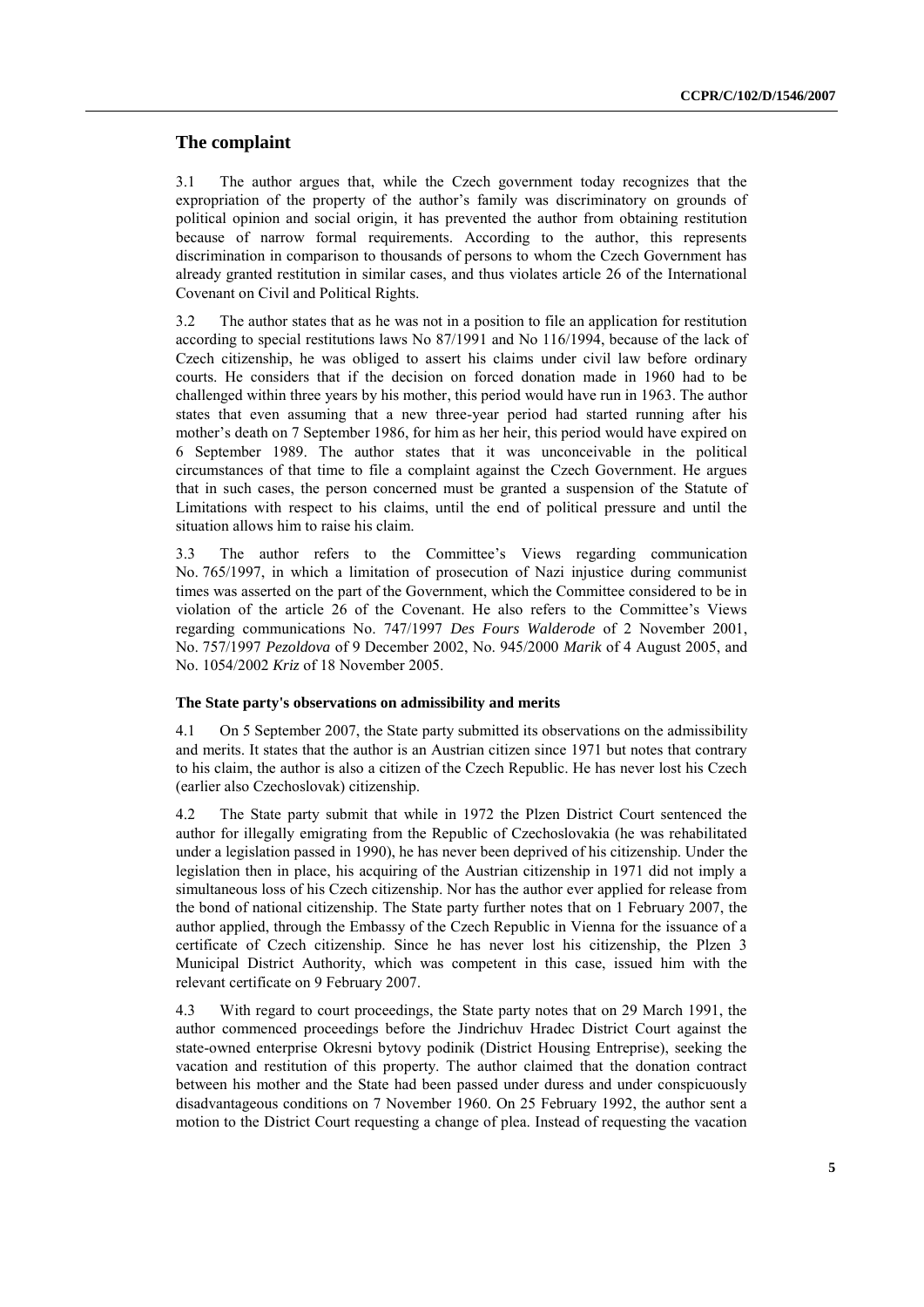## The complaint

3.1 The author argues that, while the Czech government today recognizes that the expropriation of the property of the author's family was discriminatory on grounds of political opinion and social origin, it has prevented the author from obtaining restitution because of narrow formal requirements. According to the author, this represents discrimination in comparison to thousands of persons to whom the Czech Government has already granted restitution in similar cases, and thus violates article 26 of the International Covenant on Civil and Political Rights.

3.2 The author states that as he was not in a position to file an application for restitution according to special restitutions laws No 87/1991 and No 116/1994, because of the lack of Czech citizenship, he was obliged to assert his claims under civil law before ordinary courts. He considers that if the decision on forced donation made in 1960 had to be challenged within three years by his mother, this period would have run in 1963. The author states that even assuming that a new three-year period had started running after his mother's death on 7 September 1986, for him as her heir, this period would have expired on 6 September 1989. The author states that it was unconceivable in the political circumstances of that time to file a complaint against the Czech Government. He argues that in such cases, the person concerned must be granted a suspension of the Statute of Limitations with respect to his claims, until the end of political pressure and until the situation allows him to raise his claim.

3.3 The author refers to the Committee's Views regarding communication No. 765/1997, in which a limitation of prosecution of Nazi injustice during communist times was asserted on the part of the Government, which the Committee considered to be in violation of the article 26 of the Covenant. He also refers to the Committee's Views regarding communications No. 747/1997 *Des Fours Walderode* of 2 November 2001, No. 757/1997 *Pezoldova* of 9 December 2002, No. 945/2000 *Marik* of 4 August 2005, and No. 1054/2002 *Kriz* of 18 November 2005.

### The State party's observations on admissibility and merits

4.1 On 5 September 2007, the State party submitted its observations on the admissibility and merits. It states that the author is an Austrian citizen since 1971 but notes that contrary to his claim, the author is also a citizen of the Czech Republic. He has never lost his Czech (earlier also Czechoslovak) citizenship.

4.2 The State party submit that while in 1972 the Plzen District Court sentenced the author for illegally emigrating from the Republic of Czechoslovakia (he was rehabilitated under a legislation passed in 1990), he has never been deprived of his citizenship. Under the legislation then in place, his acquiring of the Austrian citizenship in 1971 did not imply a simultaneous loss of his Czech citizenship. Nor has the author ever applied for release from the bond of national citizenship. The State party further notes that on 1 February 2007, the author applied, through the Embassy of the Czech Republic in Vienna for the issuance of a certificate of Czech citizenship. Since he has never lost his citizenship, the Plzen 3 Municipal District Authority, which was competent in this case, issued him with the relevant certificate on 9 February 2007.

4.3 With regard to court proceedings, the State party notes that on 29 March 1991, the author commenced proceedings before the Jindrichuv Hradec District Court against the state-owned enterprise Okresni bytovy podinik (District Housing Entreprise), seeking the vacation and restitution of this property. The author claimed that the donation contract between his mother and the State had been passed under duress and under conspicuously disadvantageous conditions on 7 November 1960. On 25 February 1992, the author sent a motion to the District Court requesting a change of plea. Instead of requesting the vacation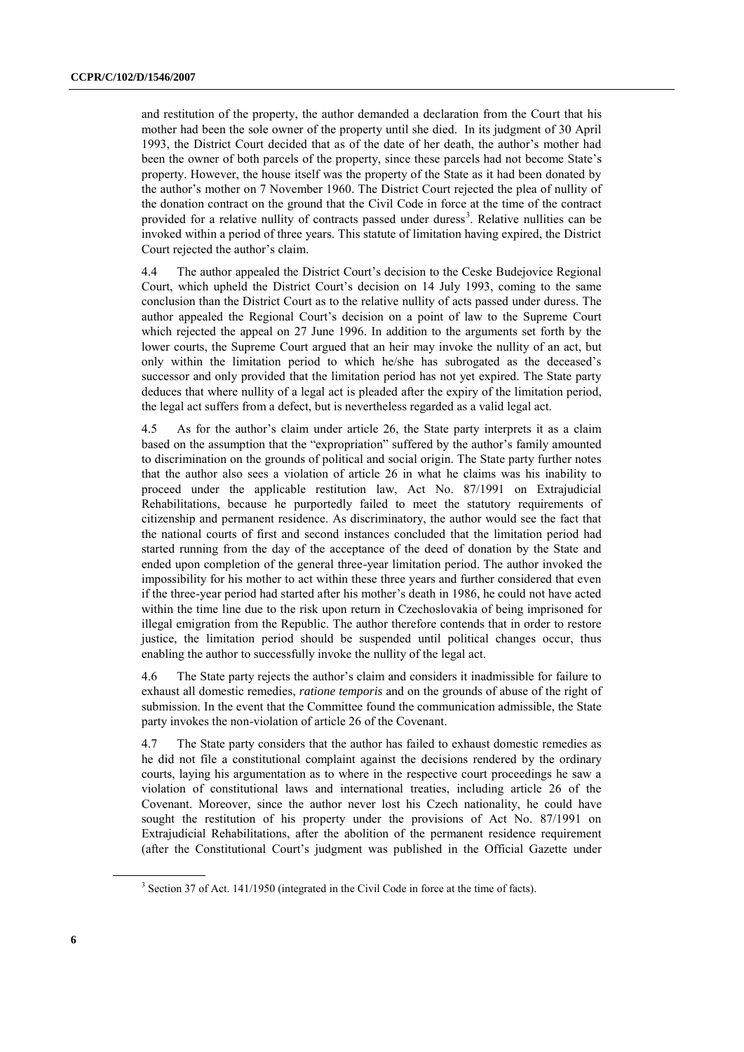and restitution of the property, the author demanded a declaration from the Court that his mother had been the sole owner of the property until she died. In its judgment of 30 April 1993, the District Court decided that as of the date of her death, the author's mother had been the owner of both parcels of the property, since these parcels had not become State's property. However, the house itself was the property of the State as it had been donated by the author's mother on 7 November 1960. The District Court rejected the plea of nullity of the donation contract on the ground that the Civil Code in force at the time of the contract provided for a relative nullity of contracts passed under duress[3]. Relative nullities can be invoked within a period of three years. This statute of limitation having expired, the District Court rejected the author's claim.

4.4 The author appealed the District Court's decision to the Ceske Budejovice Regional Court, which upheld the District Court's decision on 14 July 1993, coming to the same conclusion than the District Court as to the relative nullity of acts passed under duress. The author appealed the Regional Court's decision on a point of law to the Supreme Court which rejected the appeal on 27 June 1996. In addition to the arguments set forth by the lower courts, the Supreme Court argued that an heir may invoke the nullity of an act, but only within the limitation period to which he/she has subrogated as the deceased's successor and only provided that the limitation period has not yet expired. The State party deduces that where nullity of a legal act is pleaded after the expiry of the limitation period, the legal act suffers from a defect, but is nevertheless regarded as a valid legal act.

4.5 As for the author's claim under article 26, the State party interprets it as a claim based on the assumption that the "expropriation" suffered by the author's family amounted to discrimination on the grounds of political and social origin. The State party further notes that the author also sees a violation of article 26 in what he claims was his inability to proceed under the applicable restitution law, Act No. 87/1991 on Extrajudicial Rehabilitations, because he purportedly failed to meet the statutory requirements of citizenship and permanent residence. As discriminatory, the author would see the fact that the national courts of first and second instances concluded that the limitation period had started running from the day of the acceptance of the deed of donation by the State and ended upon completion of the general three-year limitation period. The author invoked the impossibility for his mother to act within these three years and further considered that even if the three-year period had started after his mother's death in 1986, he could not have acted within the time line due to the risk upon return in Czechoslovakia of being imprisoned for illegal emigration from the Republic. The author therefore contends that in order to restore justice, the limitation period should be suspended until political changes occur, thus enabling the author to successfully invoke the nullity of the legal act.

4.6 The State party rejects the author's claim and considers it inadmissible for failure to exhaust all domestic remedies, *ratione temporis* and on the grounds of abuse of the right of submission. In the event that the Committee found the communication admissible, the State party invokes the non-violation of article 26 of the Covenant.

4.7 The State party considers that the author has failed to exhaust domestic remedies as he did not file a constitutional complaint against the decisions rendered by the ordinary courts, laying his argumentation as to where in the respective court proceedings he saw a violation of constitutional laws and international treaties, including article 26 of the Covenant. Moreover, since the author never lost his Czech nationality, he could have sought the restitution of his property under the provisions of Act No. 87/1991 on Extrajudicial Rehabilitations, after the abolition of the permanent residence requirement (after the Constitutional Court's judgment was published in the Official Gazette under

[3] Section 37 of Act. 141/1950 (integrated in the Civil Code in force at the time of facts).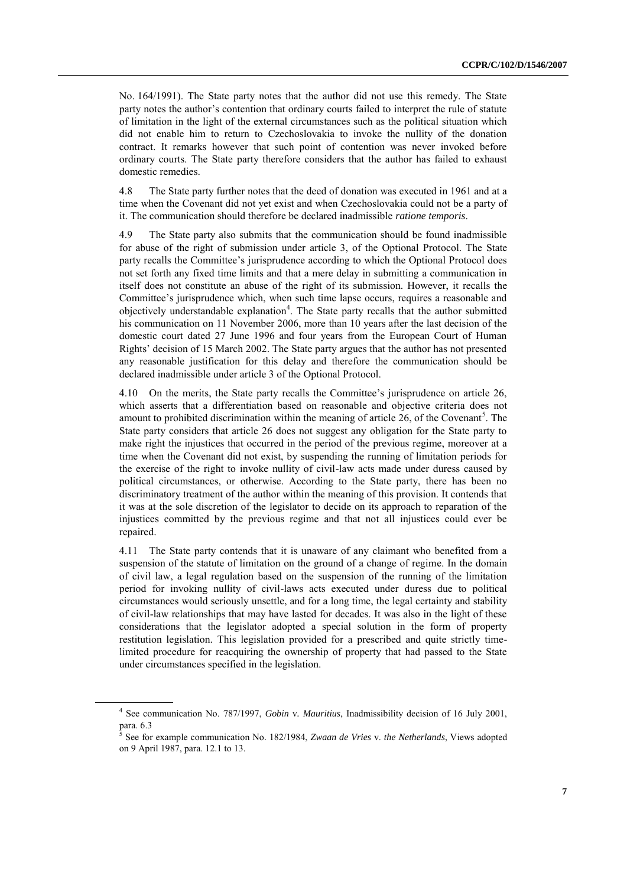No. 164/1991). The State party notes that the author did not use this remedy. The State party notes the author's contention that ordinary courts failed to interpret the rule of statute of limitation in the light of the external circumstances such as the political situation which did not enable him to return to Czechoslovakia to invoke the nullity of the donation contract. It remarks however that such point of contention was never invoked before ordinary courts. The State party therefore considers that the author has failed to exhaust domestic remedies.

4.8 The State party further notes that the deed of donation was executed in 1961 and at a time when the Covenant did not yet exist and when Czechoslovakia could not be a party of it. The communication should therefore be declared inadmissible *ratione temporis*.

4.9 The State party also submits that the communication should be found inadmissible for abuse of the right of submission under article 3, of the Optional Protocol. The State party recalls the Committee's jurisprudence according to which the Optional Protocol does not set forth any fixed time limits and that a mere delay in submitting a communication in itself does not constitute an abuse of the right of its submission. However, it recalls the Committee's jurisprudence which, when such time lapse occurs, requires a reasonable and objectively understandable explanation[4]. The State party recalls that the author submitted his communication on 11 November 2006, more than 10 years after the last decision of the domestic court dated 27 June 1996 and four years from the European Court of Human Rights' decision of 15 March 2002. The State party argues that the author has not presented any reasonable justification for this delay and therefore the communication should be declared inadmissible under article 3 of the Optional Protocol.

4.10 On the merits, the State party recalls the Committee's jurisprudence on article 26, which asserts that a differentiation based on reasonable and objective criteria does not amount to prohibited discrimination within the meaning of article 26, of the Covenant[5]. The State party considers that article 26 does not suggest any obligation for the State party to make right the injustices that occurred in the period of the previous regime, moreover at a time when the Covenant did not exist, by suspending the running of limitation periods for the exercise of the right to invoke nullity of civil-law acts made under duress caused by political circumstances, or otherwise. According to the State party, there has been no discriminatory treatment of the author within the meaning of this provision. It contends that it was at the sole discretion of the legislator to decide on its approach to reparation of the injustices committed by the previous regime and that not all injustices could ever be repaired.

4.11 The State party contends that it is unaware of any claimant who benefited from a suspension of the statute of limitation on the ground of a change of regime. In the domain of civil law, a legal regulation based on the suspension of the running of the limitation period for invoking nullity of civil-laws acts executed under duress due to political circumstances would seriously unsettle, and for a long time, the legal certainty and stability of civil-law relationships that may have lasted for decades. It was also in the light of these considerations that the legislator adopted a special solution in the form of property restitution legislation. This legislation provided for a prescribed and quite strictly time-limited procedure for reacquiring the ownership of property that had passed to the State under circumstances specified in the legislation.

---

[4] See communication No. 787/1997, *Gobin* v. *Mauritius*, Inadmissibility decision of 16 July 2001, para. 6.3

[5] See for example communication No. 182/1984, *Zwaan de Vries* v. *the Netherlands*, Views adopted on 9 April 1987, para. 12.1 to 13.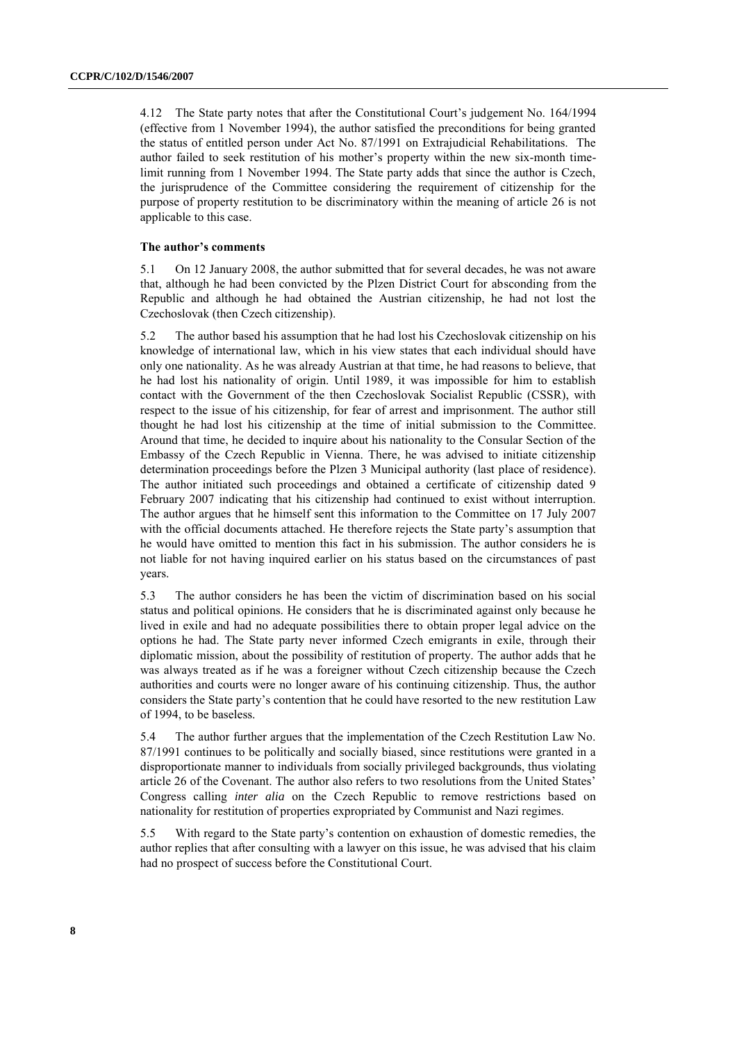4.12 The State party notes that after the Constitutional Court's judgement No. 164/1994 (effective from 1 November 1994), the author satisfied the preconditions for being granted the status of entitled person under Act No. 87/1991 on Extrajudicial Rehabilitations. The author failed to seek restitution of his mother's property within the new six-month time-limit running from 1 November 1994. The State party adds that since the author is Czech, the jurisprudence of the Committee considering the requirement of citizenship for the purpose of property restitution to be discriminatory within the meaning of article 26 is not applicable to this case.

#### The author's comments

5.1 On 12 January 2008, the author submitted that for several decades, he was not aware that, although he had been convicted by the Plzen District Court for absconding from the Republic and although he had obtained the Austrian citizenship, he had not lost the Czechoslovak (then Czech citizenship).

5.2 The author based his assumption that he had lost his Czechoslovak citizenship on his knowledge of international law, which in his view states that each individual should have only one nationality. As he was already Austrian at that time, he had reasons to believe, that he had lost his nationality of origin. Until 1989, it was impossible for him to establish contact with the Government of the then Czechoslovak Socialist Republic (CSSR), with respect to the issue of his citizenship, for fear of arrest and imprisonment. The author still thought he had lost his citizenship at the time of initial submission to the Committee. Around that time, he decided to inquire about his nationality to the Consular Section of the Embassy of the Czech Republic in Vienna. There, he was advised to initiate citizenship determination proceedings before the Plzen 3 Municipal authority (last place of residence). The author initiated such proceedings and obtained a certificate of citizenship dated 9 February 2007 indicating that his citizenship had continued to exist without interruption. The author argues that he himself sent this information to the Committee on 17 July 2007 with the official documents attached. He therefore rejects the State party's assumption that he would have omitted to mention this fact in his submission. The author considers he is not liable for not having inquired earlier on his status based on the circumstances of past years.

5.3 The author considers he has been the victim of discrimination based on his social status and political opinions. He considers that he is discriminated against only because he lived in exile and had no adequate possibilities there to obtain proper legal advice on the options he had. The State party never informed Czech emigrants in exile, through their diplomatic mission, about the possibility of restitution of property. The author adds that he was always treated as if he was a foreigner without Czech citizenship because the Czech authorities and courts were no longer aware of his continuing citizenship. Thus, the author considers the State party's contention that he could have resorted to the new restitution Law of 1994, to be baseless.

5.4 The author further argues that the implementation of the Czech Restitution Law No. 87/1991 continues to be politically and socially biased, since restitutions were granted in a disproportionate manner to individuals from socially privileged backgrounds, thus violating article 26 of the Covenant. The author also refers to two resolutions from the United States' Congress calling *inter alia* on the Czech Republic to remove restrictions based on nationality for restitution of properties expropriated by Communist and Nazi regimes.

5.5 With regard to the State party's contention on exhaustion of domestic remedies, the author replies that after consulting with a lawyer on this issue, he was advised that his claim had no prospect of success before the Constitutional Court.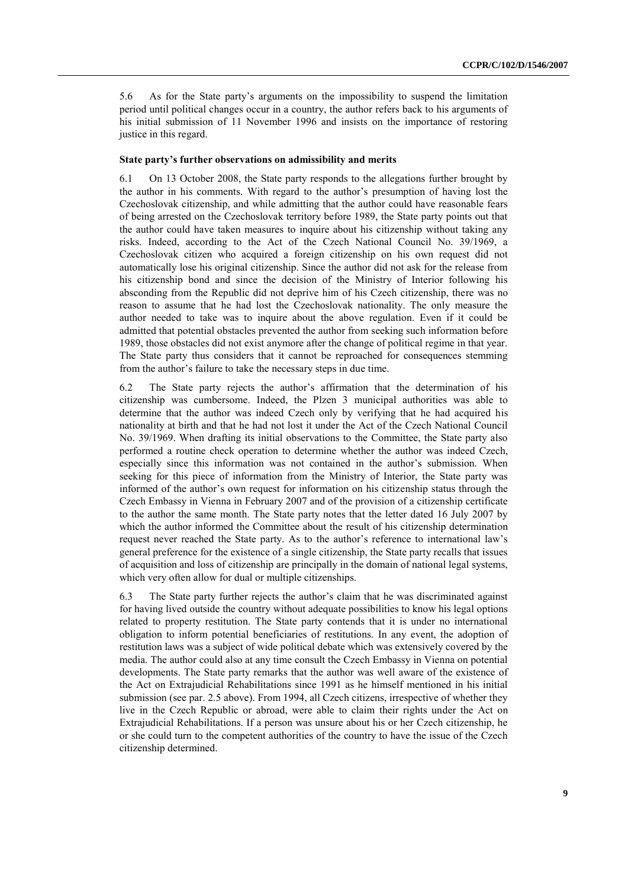5.6 As for the State party's arguments on the impossibility to suspend the limitation period until political changes occur in a country, the author refers back to his arguments of his initial submission of 11 November 1996 and insists on the importance of restoring justice in this regard.

### State party's further observations on admissibility and merits

6.1 On 13 October 2008, the State party responds to the allegations further brought by the author in his comments. With regard to the author's presumption of having lost the Czechoslovak citizenship, and while admitting that the author could have reasonable fears of being arrested on the Czechoslovak territory before 1989, the State party points out that the author could have taken measures to inquire about his citizenship without taking any risks. Indeed, according to the Act of the Czech National Council No. 39/1969, a Czechoslovak citizen who acquired a foreign citizenship on his own request did not automatically lose his original citizenship. Since the author did not ask for the release from his citizenship bond and since the decision of the Ministry of Interior following his absconding from the Republic did not deprive him of his Czech citizenship, there was no reason to assume that he had lost the Czechoslovak nationality. The only measure the author needed to take was to inquire about the above regulation. Even if it could be admitted that potential obstacles prevented the author from seeking such information before 1989, those obstacles did not exist anymore after the change of political regime in that year. The State party thus considers that it cannot be reproached for consequences stemming from the author's failure to take the necessary steps in due time.

6.2 The State party rejects the author's affirmation that the determination of his citizenship was cumbersome. Indeed, the Plzen 3 municipal authorities was able to determine that the author was indeed Czech only by verifying that he had acquired his nationality at birth and that he had not lost it under the Act of the Czech National Council No. 39/1969. When drafting its initial observations to the Committee, the State party also performed a routine check operation to determine whether the author was indeed Czech, especially since this information was not contained in the author's submission. When seeking for this piece of information from the Ministry of Interior, the State party was informed of the author's own request for information on his citizenship status through the Czech Embassy in Vienna in February 2007 and of the provision of a citizenship certificate to the author the same month. The State party notes that the letter dated 16 July 2007 by which the author informed the Committee about the result of his citizenship determination request never reached the State party. As to the author's reference to international law's general preference for the existence of a single citizenship, the State party recalls that issues of acquisition and loss of citizenship are principally in the domain of national legal systems, which very often allow for dual or multiple citizenships.

6.3 The State party further rejects the author's claim that he was discriminated against for having lived outside the country without adequate possibilities to know his legal options related to property restitution. The State party contends that it is under no international obligation to inform potential beneficiaries of restitutions. In any event, the adoption of restitution laws was a subject of wide political debate which was extensively covered by the media. The author could also at any time consult the Czech Embassy in Vienna on potential developments. The State party remarks that the author was well aware of the existence of the Act on Extrajudicial Rehabilitations since 1991 as he himself mentioned in his initial submission (see par. 2.5 above). From 1994, all Czech citizens, irrespective of whether they live in the Czech Republic or abroad, were able to claim their rights under the Act on Extrajudicial Rehabilitations. If a person was unsure about his or her Czech citizenship, he or she could turn to the competent authorities of the country to have the issue of the Czech citizenship determined.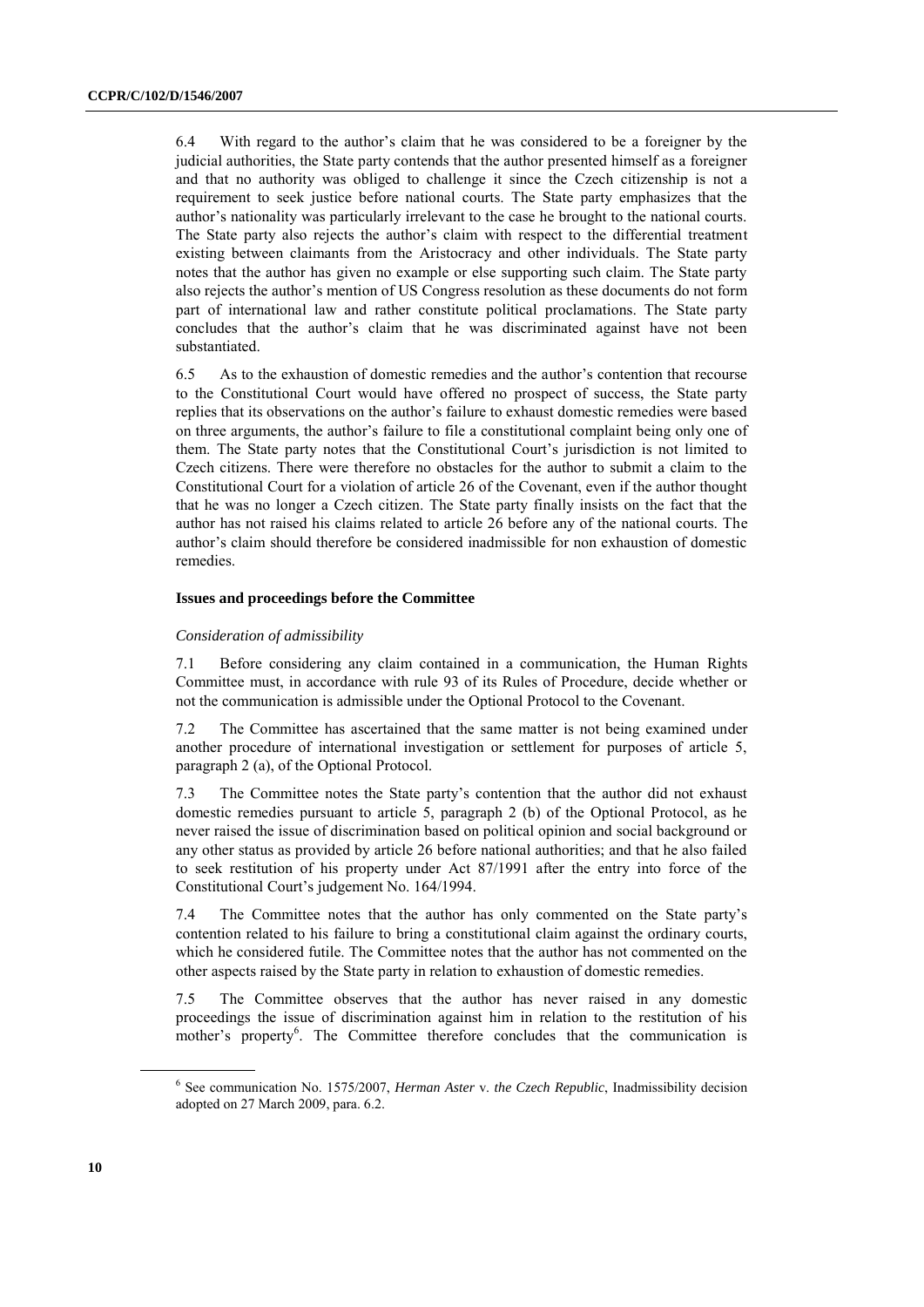6.4 With regard to the author's claim that he was considered to be a foreigner by the judicial authorities, the State party contends that the author presented himself as a foreigner and that no authority was obliged to challenge it since the Czech citizenship is not a requirement to seek justice before national courts. The State party emphasizes that the author's nationality was particularly irrelevant to the case he brought to the national courts. The State party also rejects the author's claim with respect to the differential treatment existing between claimants from the Aristocracy and other individuals. The State party notes that the author has given no example or else supporting such claim. The State party also rejects the author's mention of US Congress resolution as these documents do not form part of international law and rather constitute political proclamations. The State party concludes that the author's claim that he was discriminated against have not been substantiated.

6.5 As to the exhaustion of domestic remedies and the author's contention that recourse to the Constitutional Court would have offered no prospect of success, the State party replies that its observations on the author's failure to exhaust domestic remedies were based on three arguments, the author's failure to file a constitutional complaint being only one of them. The State party notes that the Constitutional Court's jurisdiction is not limited to Czech citizens. There were therefore no obstacles for the author to submit a claim to the Constitutional Court for a violation of article 26 of the Covenant, even if the author thought that he was no longer a Czech citizen. The State party finally insists on the fact that the author has not raised his claims related to article 26 before any of the national courts. The author's claim should therefore be considered inadmissible for non exhaustion of domestic remedies.

### Issues and proceedings before the Committee

*Consideration of admissibility*

7.1 Before considering any claim contained in a communication, the Human Rights Committee must, in accordance with rule 93 of its Rules of Procedure, decide whether or not the communication is admissible under the Optional Protocol to the Covenant.

7.2 The Committee has ascertained that the same matter is not being examined under another procedure of international investigation or settlement for purposes of article 5, paragraph 2 (a), of the Optional Protocol.

7.3 The Committee notes the State party's contention that the author did not exhaust domestic remedies pursuant to article 5, paragraph 2 (b) of the Optional Protocol, as he never raised the issue of discrimination based on political opinion and social background or any other status as provided by article 26 before national authorities; and that he also failed to seek restitution of his property under Act 87/1991 after the entry into force of the Constitutional Court's judgement No. 164/1994.

7.4 The Committee notes that the author has only commented on the State party's contention related to his failure to bring a constitutional claim against the ordinary courts, which he considered futile. The Committee notes that the author has not commented on the other aspects raised by the State party in relation to exhaustion of domestic remedies.

7.5 The Committee observes that the author has never raised in any domestic proceedings the issue of discrimination against him in relation to the restitution of his mother's property[6]. The Committee therefore concludes that the communication is

---

[6] See communication No. 1575/2007, *Herman Aster* v. *the Czech Republic*, Inadmissibility decision adopted on 27 March 2009, para. 6.2.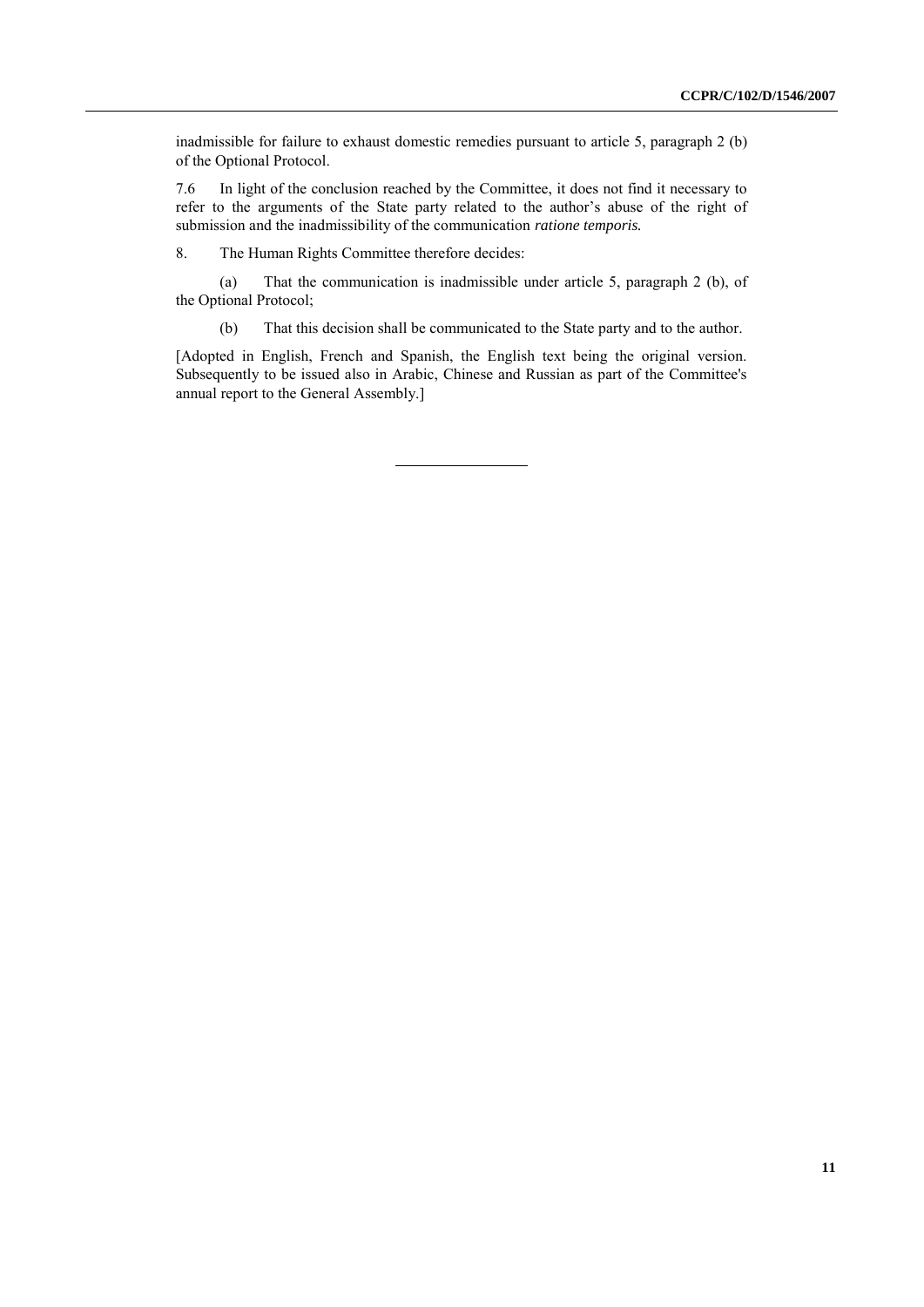inadmissible for failure to exhaust domestic remedies pursuant to article 5, paragraph 2 (b) of the Optional Protocol.

7.6 In light of the conclusion reached by the Committee, it does not find it necessary to refer to the arguments of the State party related to the author's abuse of the right of submission and the inadmissibility of the communication *ratione temporis.*

8. The Human Rights Committee therefore decides:

(a) That the communication is inadmissible under article 5, paragraph 2 (b), of the Optional Protocol;

(b) That this decision shall be communicated to the State party and to the author.

[Adopted in English, French and Spanish, the English text being the original version. Subsequently to be issued also in Arabic, Chinese and Russian as part of the Committee's annual report to the General Assembly.]